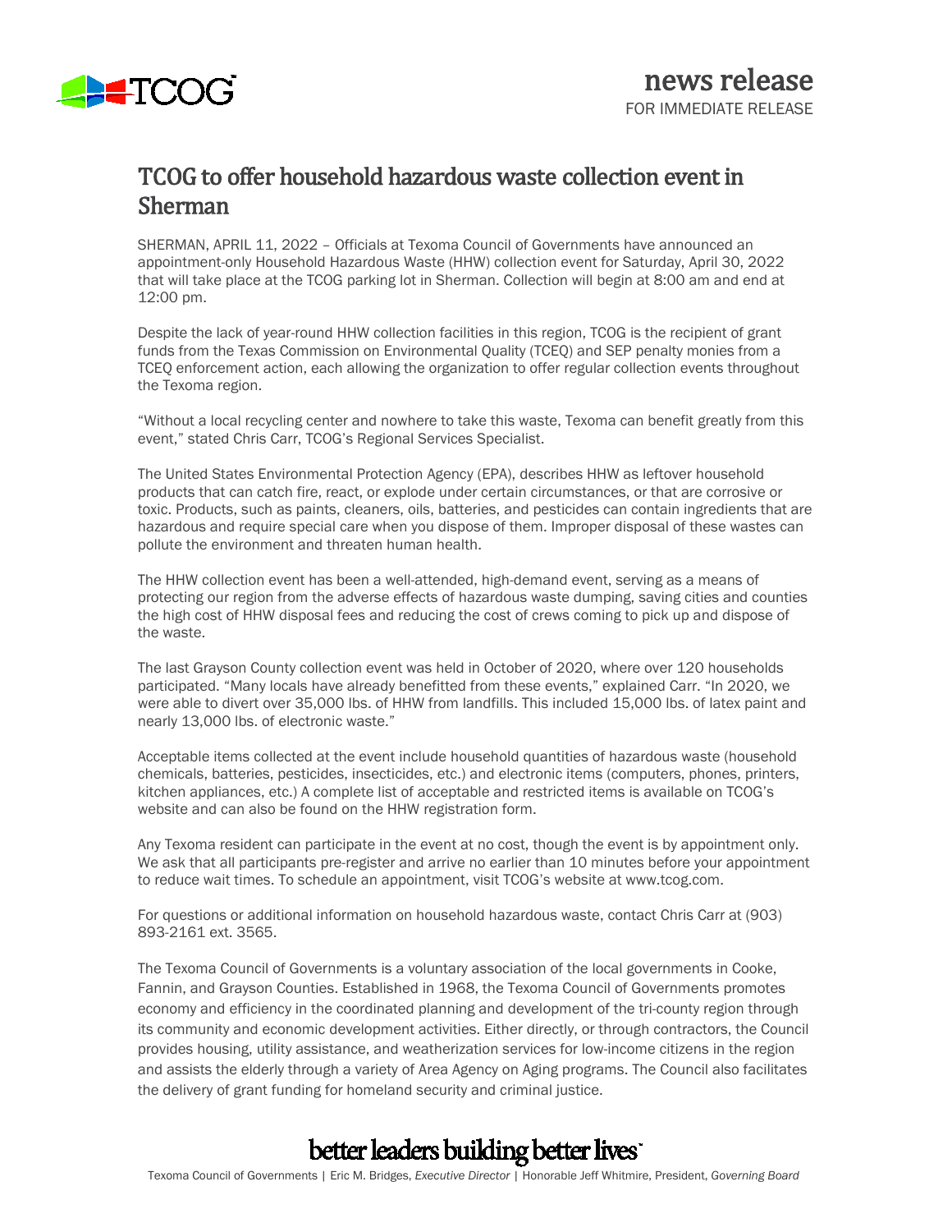TCOG

# news release

FOR IMMEDIATE RELEASE

## TCOG to offer household hazardous waste collection event in Sherman

SHERMAN, APRIL 11, 2022 – Officials at Texoma Council of Governments have announced an appointment-only Household Hazardous Waste (HHW) collection event for Saturday, April 30, 2022 that will take place at the TCOG parking lot in Sherman. Collection will begin at 8:00 am and end at 12:00 pm.

Despite the lack of year-round HHW collection facilities in this region, TCOG is the recipient of grant funds from the Texas Commission on Environmental Quality (TCEQ) and SEP penalty monies from a TCEQ enforcement action, each allowing the organization to offer regular collection events throughout the Texoma region.

"Without a local recycling center and nowhere to take this waste, Texoma can benefit greatly from this event," stated Chris Carr, TCOG's Regional Services Specialist.

The United States Environmental Protection Agency (EPA), describes HHW as leftover household products that can catch fire, react, or explode under certain circumstances, or that are corrosive or toxic. Products, such as paints, cleaners, oils, batteries, and pesticides can contain ingredients that are hazardous and require special care when you dispose of them. Improper disposal of these wastes can pollute the environment and threaten human health.

The HHW collection event has been a well-attended, high-demand event, serving as a means of protecting our region from the adverse effects of hazardous waste dumping, saving cities and counties the high cost of HHW disposal fees and reducing the cost of crews coming to pick up and dispose of the waste.

The last Grayson County collection event was held in October of 2020, where over 120 households participated. "Many locals have already benefitted from these events," explained Carr. "In 2020, we were able to divert over 35,000 lbs. of HHW from landfills. This included 15,000 lbs. of latex paint and nearly 13,000 lbs. of electronic waste."

Acceptable items collected at the event include household quantities of hazardous waste (household chemicals, batteries, pesticides, insecticides, etc.) and electronic items (computers, phones, printers, kitchen appliances, etc.) A complete list of acceptable and restricted items is available on TCOG's website and can also be found on the HHW registration form.

Any Texoma resident can participate in the event at no cost, though the event is by appointment only. We ask that all participants pre-register and arrive no earlier than 10 minutes before your appointment to reduce wait times. To schedule an appointment, visit TCOG's website at www.tcog.com.

For questions or additional information on household hazardous waste, contact Chris Carr at (903) 893-2161 ext. 3565.

The Texoma Council of Governments is a voluntary association of the local governments in Cooke, Fannin, and Grayson Counties. Established in 1968, the Texoma Council of Governments promotes economy and efficiency in the coordinated planning and development of the tri-county region through its community and economic development activities. Either directly, or through contractors, the Council provides housing, utility assistance, and weatherization services for low-income citizens in the region and assists the elderly through a variety of Area Agency on Aging programs. The Council also facilitates the delivery of grant funding for homeland security and criminal justice.

better leaders building better lives

Texoma Council of Governments | Eric M. Bridges, *Executive Director* | Honorable Jeff Whitmire, President, *Governing Board*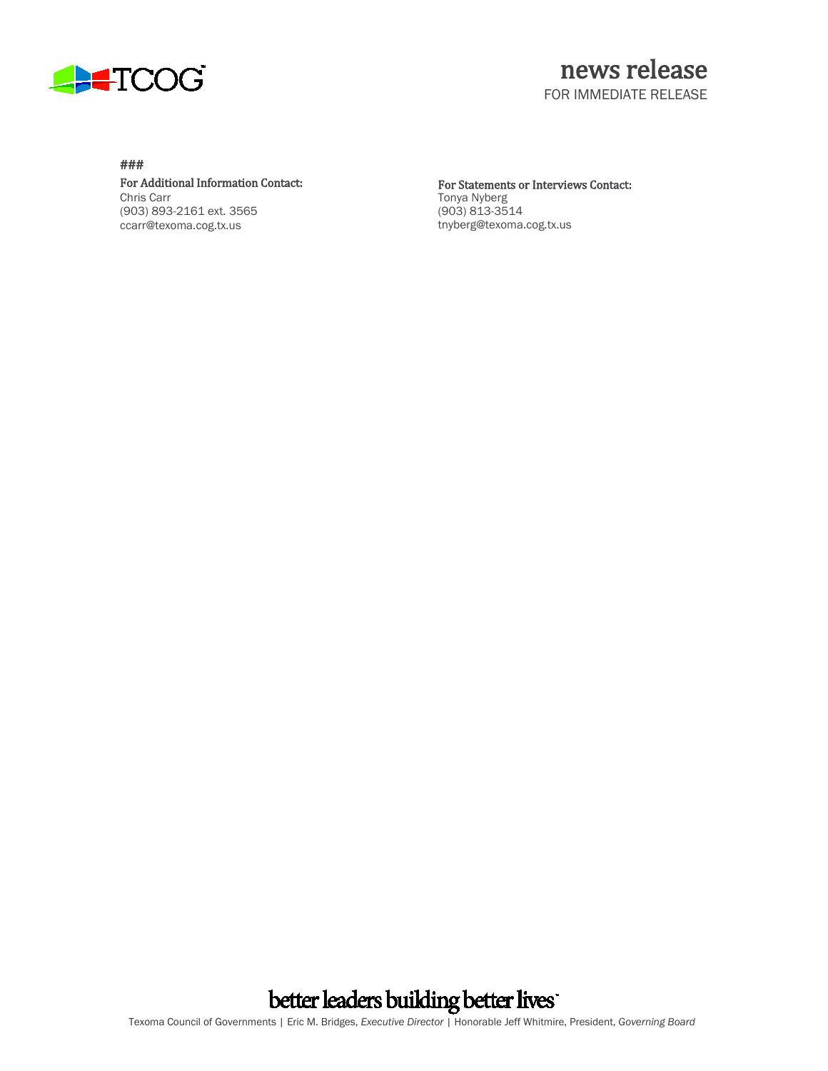###

**For Additional Information Contact:**
Chris Carr
(903) 893-2161 ext. 3565
ccarr@texoma.cog.tx.us

**For Statements or Interviews Contact:**
Tonya Nyberg
(903) 813-3514
tnyberg@texoma.cog.tx.us